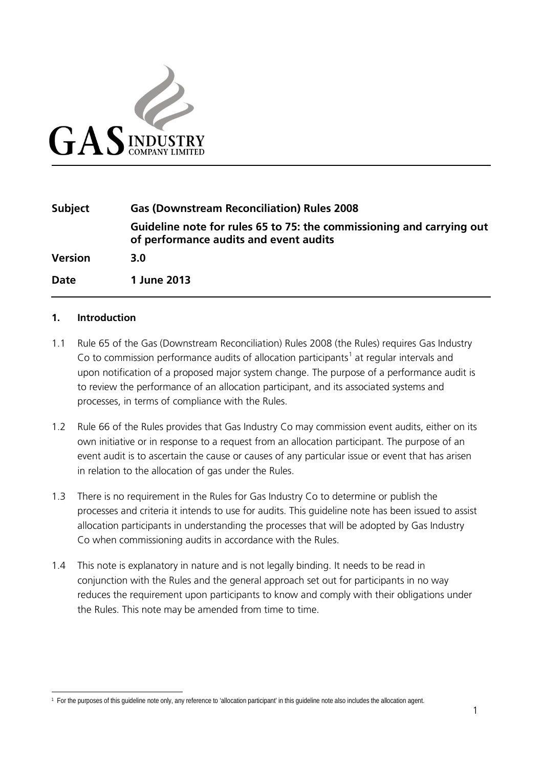GAS INDUSTRY COMPANY LIMITED

| | |
|---|---|
| **Subject** | **Gas (Downstream Reconciliation) Rules 2008** |
| | **Guideline note for rules 65 to 75: the commissioning and carrying out of performance audits and event audits** |
| **Version** | **3.0** |
| **Date** | **1 June 2013** |

## 1. Introduction

1.1 Rule 65 of the Gas (Downstream Reconciliation) Rules 2008 (the Rules) requires Gas Industry Co to commission performance audits of allocation participants[1] at regular intervals and upon notification of a proposed major system change. The purpose of a performance audit is to review the performance of an allocation participant, and its associated systems and processes, in terms of compliance with the Rules.

1.2 Rule 66 of the Rules provides that Gas Industry Co may commission event audits, either on its own initiative or in response to a request from an allocation participant. The purpose of an event audit is to ascertain the cause or causes of any particular issue or event that has arisen in relation to the allocation of gas under the Rules.

1.3 There is no requirement in the Rules for Gas Industry Co to determine or publish the processes and criteria it intends to use for audits. This guideline note has been issued to assist allocation participants in understanding the processes that will be adopted by Gas Industry Co when commissioning audits in accordance with the Rules.

1.4 This note is explanatory in nature and is not legally binding. It needs to be read in conjunction with the Rules and the general approach set out for participants in no way reduces the requirement upon participants to know and comply with their obligations under the Rules. This note may be amended from time to time.

[1] For the purposes of this guideline note only, any reference to 'allocation participant' in this guideline note also includes the allocation agent.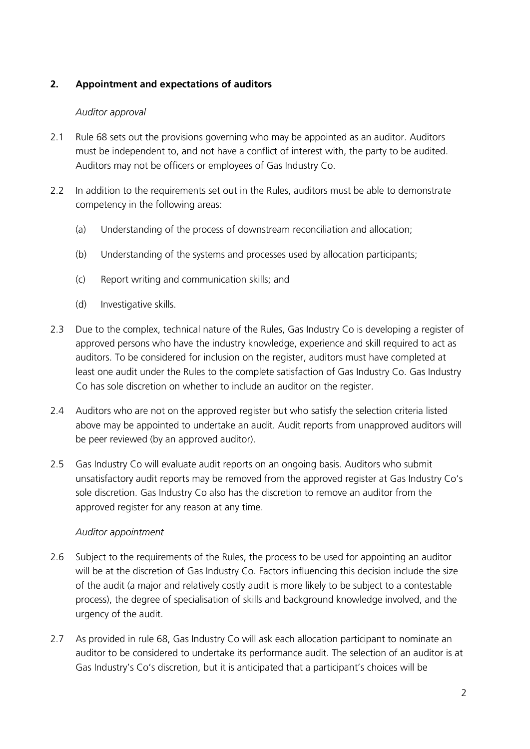## 2. Appointment and expectations of auditors

*Auditor approval*

2.1 Rule 68 sets out the provisions governing who may be appointed as an auditor. Auditors must be independent to, and not have a conflict of interest with, the party to be audited. Auditors may not be officers or employees of Gas Industry Co.

2.2 In addition to the requirements set out in the Rules, auditors must be able to demonstrate competency in the following areas:

- (a) Understanding of the process of downstream reconciliation and allocation;
- (b) Understanding of the systems and processes used by allocation participants;
- (c) Report writing and communication skills; and
- (d) Investigative skills.

2.3 Due to the complex, technical nature of the Rules, Gas Industry Co is developing a register of approved persons who have the industry knowledge, experience and skill required to act as auditors. To be considered for inclusion on the register, auditors must have completed at least one audit under the Rules to the complete satisfaction of Gas Industry Co. Gas Industry Co has sole discretion on whether to include an auditor on the register.

2.4 Auditors who are not on the approved register but who satisfy the selection criteria listed above may be appointed to undertake an audit. Audit reports from unapproved auditors will be peer reviewed (by an approved auditor).

2.5 Gas Industry Co will evaluate audit reports on an ongoing basis. Auditors who submit unsatisfactory audit reports may be removed from the approved register at Gas Industry Co's sole discretion. Gas Industry Co also has the discretion to remove an auditor from the approved register for any reason at any time.

*Auditor appointment*

2.6 Subject to the requirements of the Rules, the process to be used for appointing an auditor will be at the discretion of Gas Industry Co. Factors influencing this decision include the size of the audit (a major and relatively costly audit is more likely to be subject to a contestable process), the degree of specialisation of skills and background knowledge involved, and the urgency of the audit.

2.7 As provided in rule 68, Gas Industry Co will ask each allocation participant to nominate an auditor to be considered to undertake its performance audit. The selection of an auditor is at Gas Industry's Co's discretion, but it is anticipated that a participant's choices will be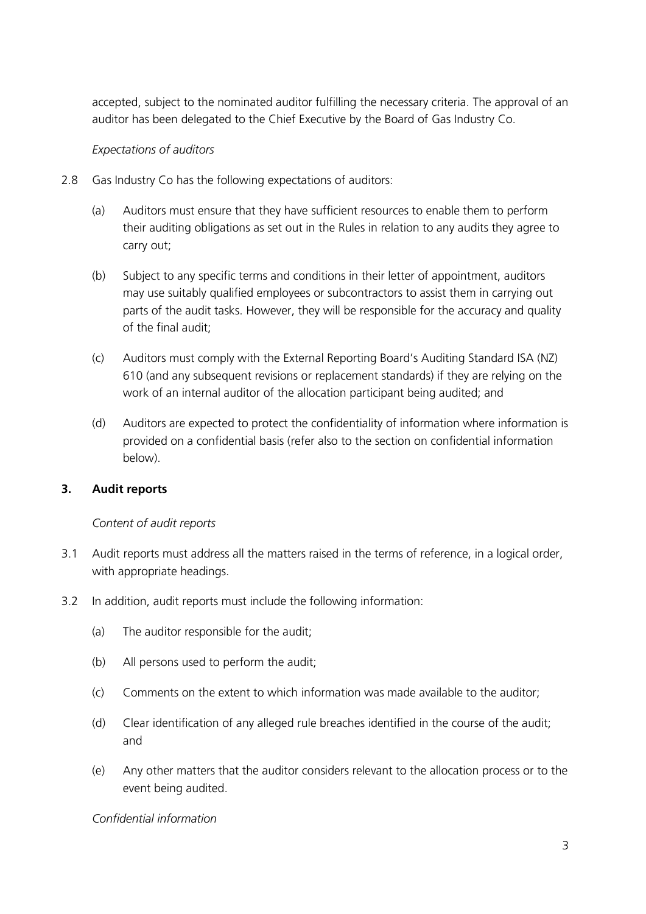accepted, subject to the nominated auditor fulfilling the necessary criteria. The approval of an auditor has been delegated to the Chief Executive by the Board of Gas Industry Co.

*Expectations of auditors*

2.8 Gas Industry Co has the following expectations of auditors:

(a) Auditors must ensure that they have sufficient resources to enable them to perform their auditing obligations as set out in the Rules in relation to any audits they agree to carry out;

(b) Subject to any specific terms and conditions in their letter of appointment, auditors may use suitably qualified employees or subcontractors to assist them in carrying out parts of the audit tasks. However, they will be responsible for the accuracy and quality of the final audit;

(c) Auditors must comply with the External Reporting Board's Auditing Standard ISA (NZ) 610 (and any subsequent revisions or replacement standards) if they are relying on the work of an internal auditor of the allocation participant being audited; and

(d) Auditors are expected to protect the confidentiality of information where information is provided on a confidential basis (refer also to the section on confidential information below).

## 3. Audit reports

*Content of audit reports*

3.1 Audit reports must address all the matters raised in the terms of reference, in a logical order, with appropriate headings.

3.2 In addition, audit reports must include the following information:

(a) The auditor responsible for the audit;

(b) All persons used to perform the audit;

(c) Comments on the extent to which information was made available to the auditor;

(d) Clear identification of any alleged rule breaches identified in the course of the audit; and

(e) Any other matters that the auditor considers relevant to the allocation process or to the event being audited.

*Confidential information*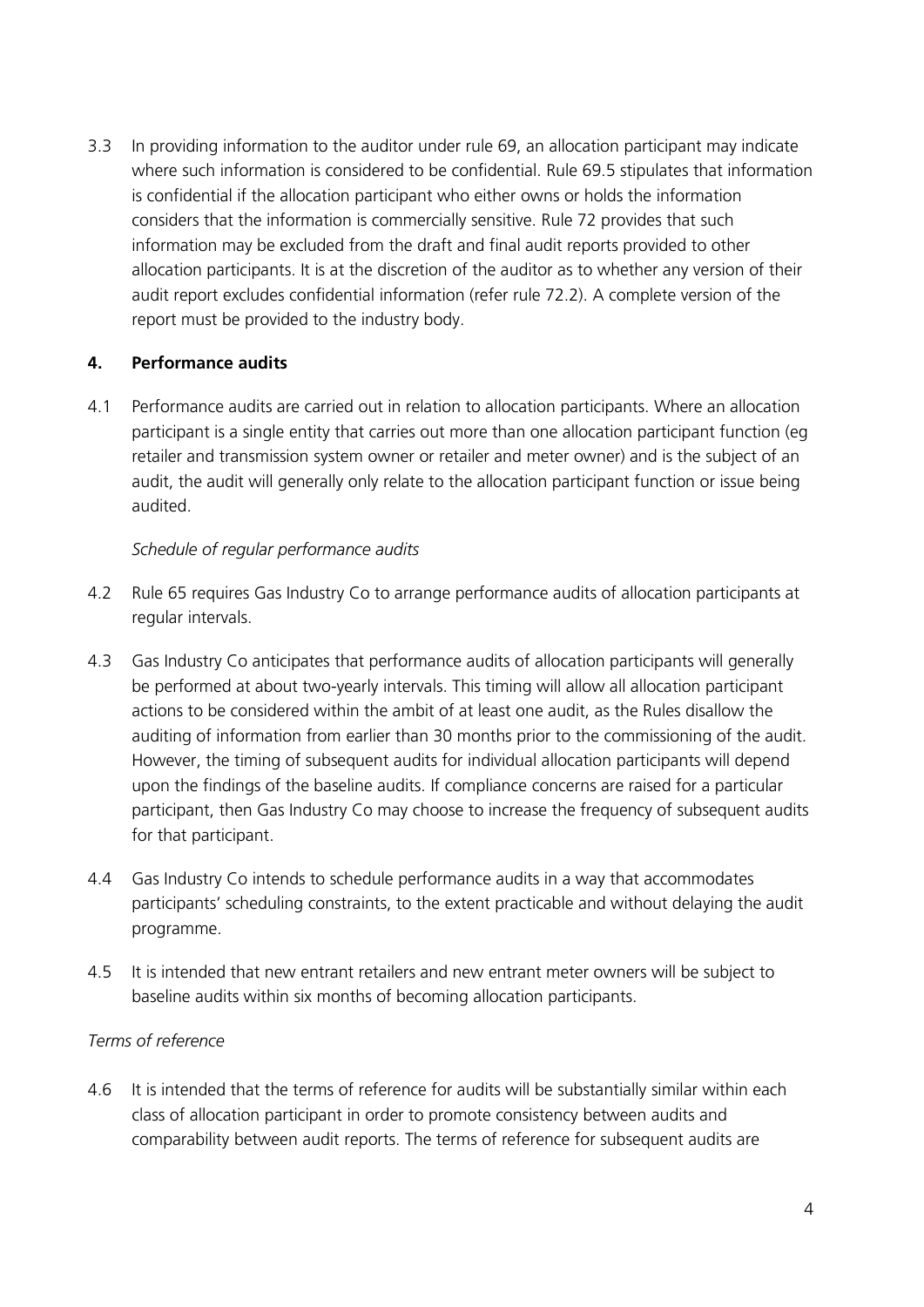3.3 In providing information to the auditor under rule 69, an allocation participant may indicate where such information is considered to be confidential. Rule 69.5 stipulates that information is confidential if the allocation participant who either owns or holds the information considers that the information is commercially sensitive. Rule 72 provides that such information may be excluded from the draft and final audit reports provided to other allocation participants. It is at the discretion of the auditor as to whether any version of their audit report excludes confidential information (refer rule 72.2). A complete version of the report must be provided to the industry body.

## 4. Performance audits

4.1 Performance audits are carried out in relation to allocation participants. Where an allocation participant is a single entity that carries out more than one allocation participant function (eg retailer and transmission system owner or retailer and meter owner) and is the subject of an audit, the audit will generally only relate to the allocation participant function or issue being audited.

*Schedule of regular performance audits*

4.2 Rule 65 requires Gas Industry Co to arrange performance audits of allocation participants at regular intervals.

4.3 Gas Industry Co anticipates that performance audits of allocation participants will generally be performed at about two-yearly intervals. This timing will allow all allocation participant actions to be considered within the ambit of at least one audit, as the Rules disallow the auditing of information from earlier than 30 months prior to the commissioning of the audit. However, the timing of subsequent audits for individual allocation participants will depend upon the findings of the baseline audits. If compliance concerns are raised for a particular participant, then Gas Industry Co may choose to increase the frequency of subsequent audits for that participant.

4.4 Gas Industry Co intends to schedule performance audits in a way that accommodates participants' scheduling constraints, to the extent practicable and without delaying the audit programme.

4.5 It is intended that new entrant retailers and new entrant meter owners will be subject to baseline audits within six months of becoming allocation participants.

*Terms of reference*

4.6 It is intended that the terms of reference for audits will be substantially similar within each class of allocation participant in order to promote consistency between audits and comparability between audit reports. The terms of reference for subsequent audits are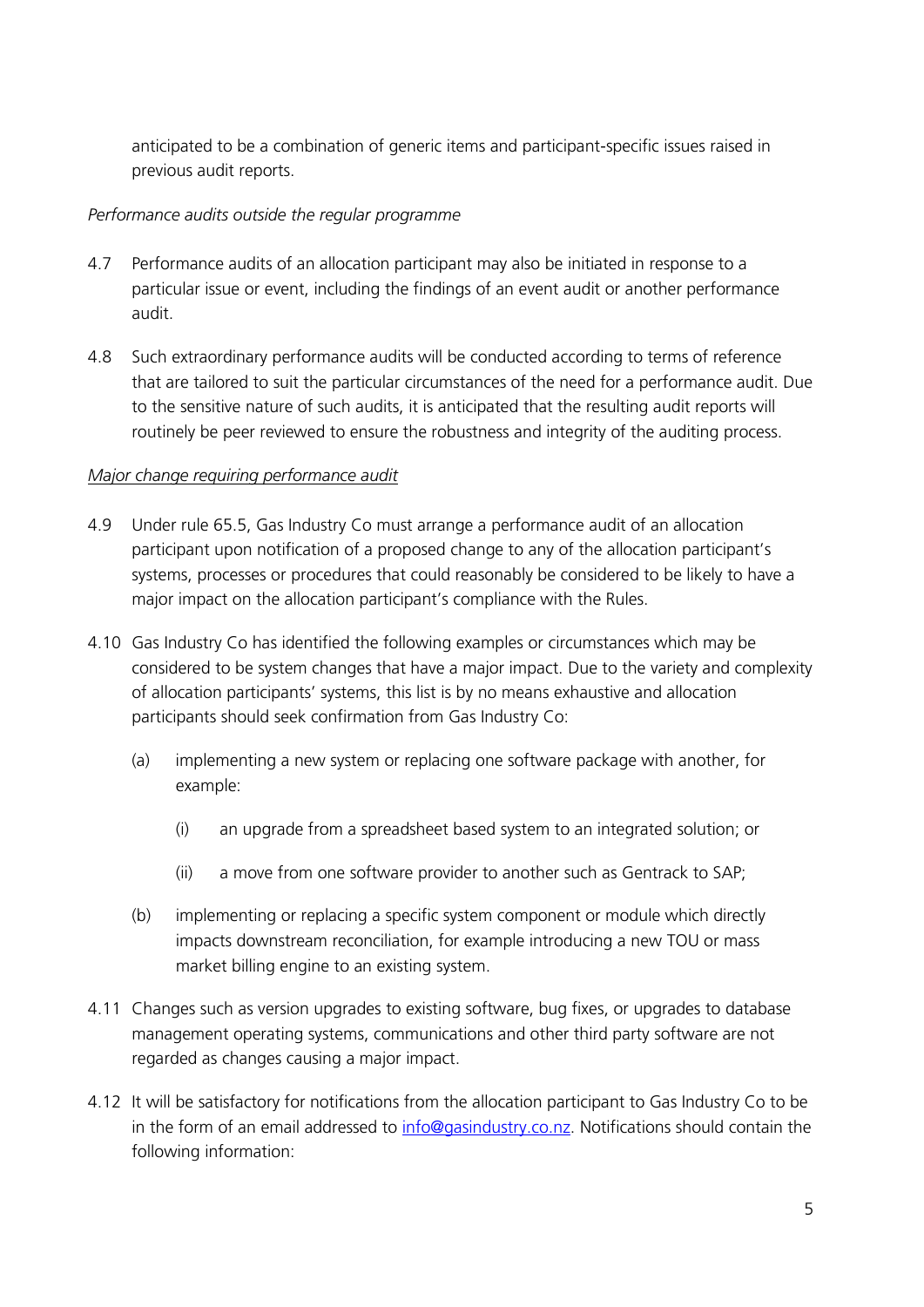anticipated to be a combination of generic items and participant-specific issues raised in previous audit reports.

*Performance audits outside the regular programme*

4.7 Performance audits of an allocation participant may also be initiated in response to a particular issue or event, including the findings of an event audit or another performance audit.

4.8 Such extraordinary performance audits will be conducted according to terms of reference that are tailored to suit the particular circumstances of the need for a performance audit. Due to the sensitive nature of such audits, it is anticipated that the resulting audit reports will routinely be peer reviewed to ensure the robustness and integrity of the auditing process.

*Major change requiring performance audit*

4.9 Under rule 65.5, Gas Industry Co must arrange a performance audit of an allocation participant upon notification of a proposed change to any of the allocation participant's systems, processes or procedures that could reasonably be considered to be likely to have a major impact on the allocation participant's compliance with the Rules.

4.10 Gas Industry Co has identified the following examples or circumstances which may be considered to be system changes that have a major impact. Due to the variety and complexity of allocation participants' systems, this list is by no means exhaustive and allocation participants should seek confirmation from Gas Industry Co:

(a) implementing a new system or replacing one software package with another, for example:

(i) an upgrade from a spreadsheet based system to an integrated solution; or

(ii) a move from one software provider to another such as Gentrack to SAP;

(b) implementing or replacing a specific system component or module which directly impacts downstream reconciliation, for example introducing a new TOU or mass market billing engine to an existing system.

4.11 Changes such as version upgrades to existing software, bug fixes, or upgrades to database management operating systems, communications and other third party software are not regarded as changes causing a major impact.

4.12 It will be satisfactory for notifications from the allocation participant to Gas Industry Co to be in the form of an email addressed to info@gasindustry.co.nz. Notifications should contain the following information: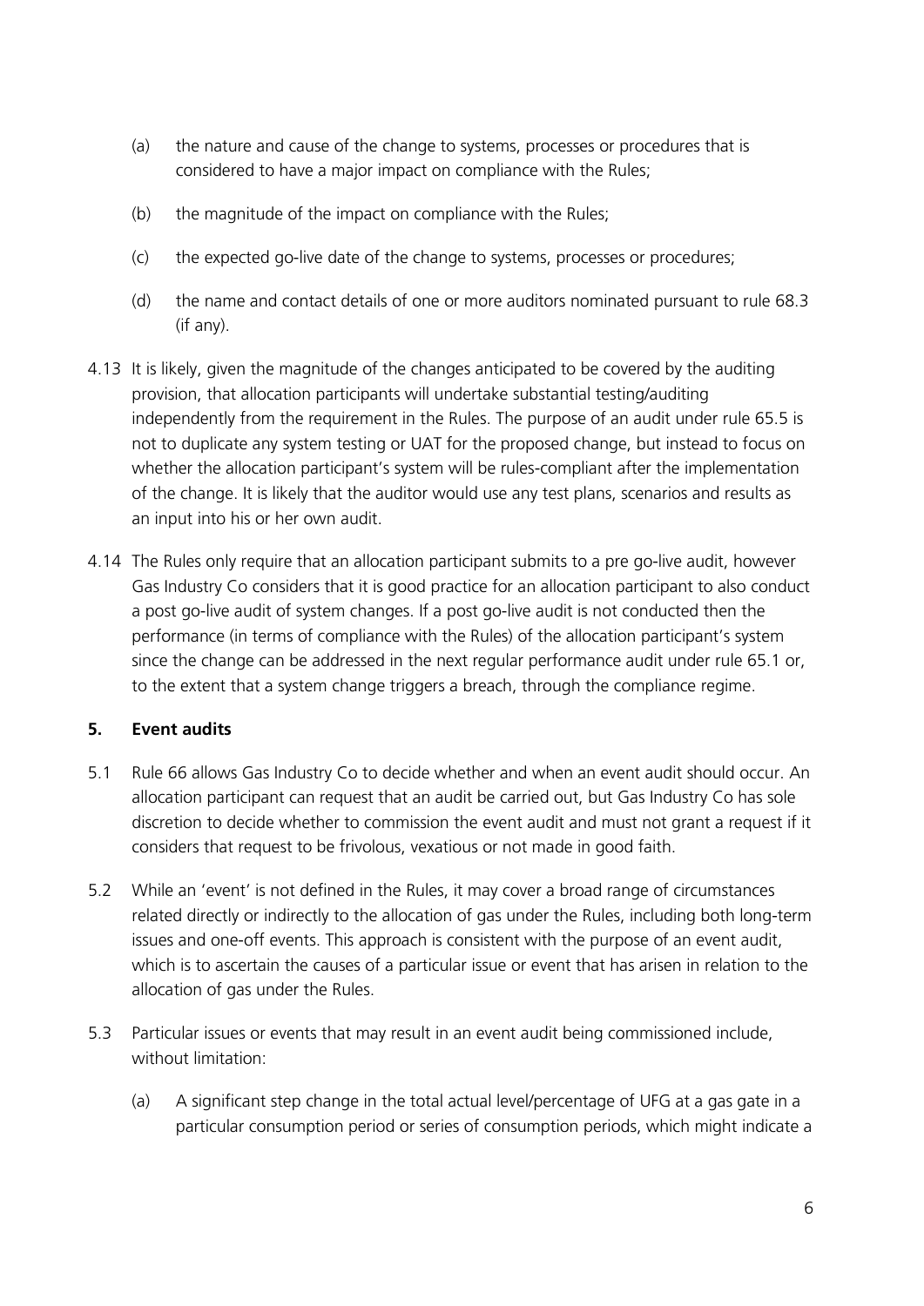(a) the nature and cause of the change to systems, processes or procedures that is considered to have a major impact on compliance with the Rules;

(b) the magnitude of the impact on compliance with the Rules;

(c) the expected go-live date of the change to systems, processes or procedures;

(d) the name and contact details of one or more auditors nominated pursuant to rule 68.3 (if any).

4.13 It is likely, given the magnitude of the changes anticipated to be covered by the auditing provision, that allocation participants will undertake substantial testing/auditing independently from the requirement in the Rules. The purpose of an audit under rule 65.5 is not to duplicate any system testing or UAT for the proposed change, but instead to focus on whether the allocation participant's system will be rules-compliant after the implementation of the change. It is likely that the auditor would use any test plans, scenarios and results as an input into his or her own audit.

4.14 The Rules only require that an allocation participant submits to a pre go-live audit, however Gas Industry Co considers that it is good practice for an allocation participant to also conduct a post go-live audit of system changes. If a post go-live audit is not conducted then the performance (in terms of compliance with the Rules) of the allocation participant's system since the change can be addressed in the next regular performance audit under rule 65.1 or, to the extent that a system change triggers a breach, through the compliance regime.

## 5. Event audits

5.1 Rule 66 allows Gas Industry Co to decide whether and when an event audit should occur. An allocation participant can request that an audit be carried out, but Gas Industry Co has sole discretion to decide whether to commission the event audit and must not grant a request if it considers that request to be frivolous, vexatious or not made in good faith.

5.2 While an 'event' is not defined in the Rules, it may cover a broad range of circumstances related directly or indirectly to the allocation of gas under the Rules, including both long-term issues and one-off events. This approach is consistent with the purpose of an event audit, which is to ascertain the causes of a particular issue or event that has arisen in relation to the allocation of gas under the Rules.

5.3 Particular issues or events that may result in an event audit being commissioned include, without limitation:

(a) A significant step change in the total actual level/percentage of UFG at a gas gate in a particular consumption period or series of consumption periods, which might indicate a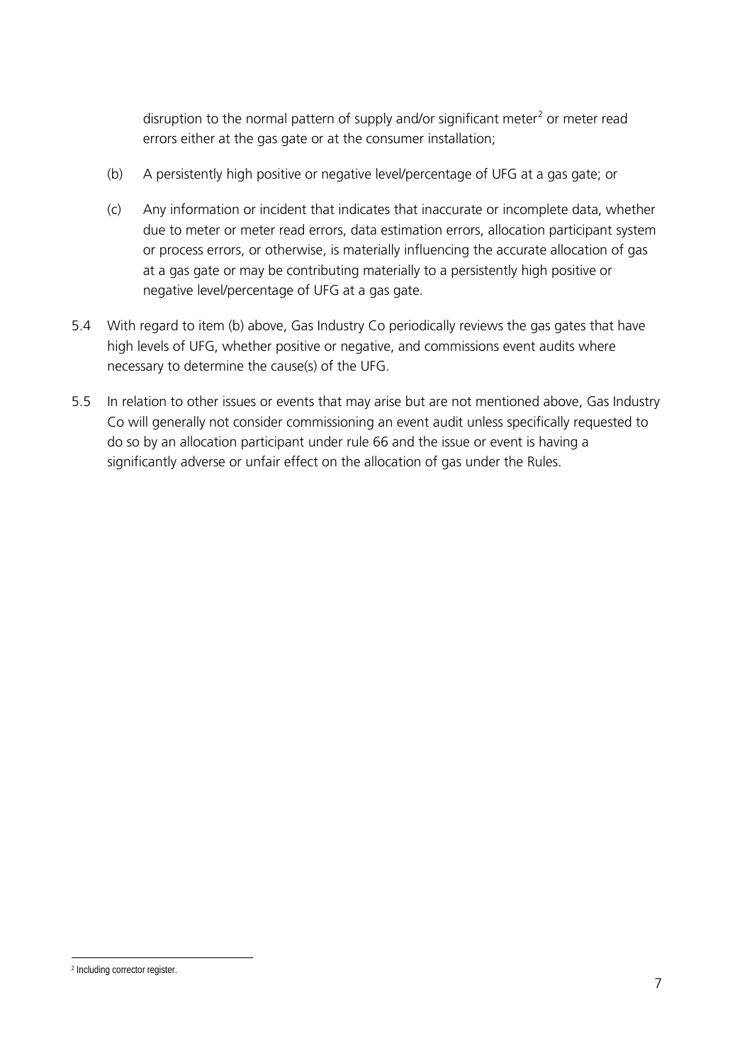disruption to the normal pattern of supply and/or significant meter[2] or meter read errors either at the gas gate or at the consumer installation;

(b) A persistently high positive or negative level/percentage of UFG at a gas gate; or

(c) Any information or incident that indicates that inaccurate or incomplete data, whether due to meter or meter read errors, data estimation errors, allocation participant system or process errors, or otherwise, is materially influencing the accurate allocation of gas at a gas gate or may be contributing materially to a persistently high positive or negative level/percentage of UFG at a gas gate.

5.4 With regard to item (b) above, Gas Industry Co periodically reviews the gas gates that have high levels of UFG, whether positive or negative, and commissions event audits where necessary to determine the cause(s) of the UFG.

5.5 In relation to other issues or events that may arise but are not mentioned above, Gas Industry Co will generally not consider commissioning an event audit unless specifically requested to do so by an allocation participant under rule 66 and the issue or event is having a significantly adverse or unfair effect on the allocation of gas under the Rules.

[2] Including corrector register.